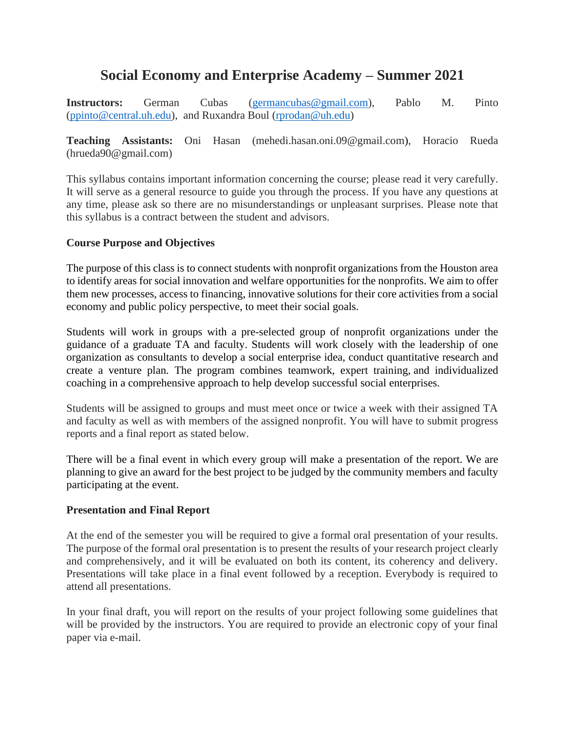# Social Economy and Enterprise Academy – Summer 2021

**Instructors:** German Cubas (germancubas@gmail.com), Pablo M. Pinto (ppinto@central.uh.edu), and Ruxandra Boul (rprodan@uh.edu)

**Teaching Assistants:** Oni Hasan (mehedi.hasan.oni.09@gmail.com), Horacio Rueda (hrueda90@gmail.com)

This syllabus contains important information concerning the course; please read it very carefully. It will serve as a general resource to guide you through the process. If you have any questions at any time, please ask so there are no misunderstandings or unpleasant surprises. Please note that this syllabus is a contract between the student and advisors.

**Course Purpose and Objectives**

The purpose of this class is to connect students with nonprofit organizations from the Houston area to identify areas for social innovation and welfare opportunities for the nonprofits. We aim to offer them new processes, access to financing, innovative solutions for their core activities from a social economy and public policy perspective, to meet their social goals.

Students will work in groups with a pre-selected group of nonprofit organizations under the guidance of a graduate TA and faculty. Students will work closely with the leadership of one organization as consultants to develop a social enterprise idea, conduct quantitative research and create a venture plan. The program combines teamwork, expert training, and individualized coaching in a comprehensive approach to help develop successful social enterprises.

Students will be assigned to groups and must meet once or twice a week with their assigned TA and faculty as well as with members of the assigned nonprofit. You will have to submit progress reports and a final report as stated below.

There will be a final event in which every group will make a presentation of the report. We are planning to give an award for the best project to be judged by the community members and faculty participating at the event.

**Presentation and Final Report**

At the end of the semester you will be required to give a formal oral presentation of your results. The purpose of the formal oral presentation is to present the results of your research project clearly and comprehensively, and it will be evaluated on both its content, its coherency and delivery. Presentations will take place in a final event followed by a reception. Everybody is required to attend all presentations.

In your final draft, you will report on the results of your project following some guidelines that will be provided by the instructors. You are required to provide an electronic copy of your final paper via e-mail.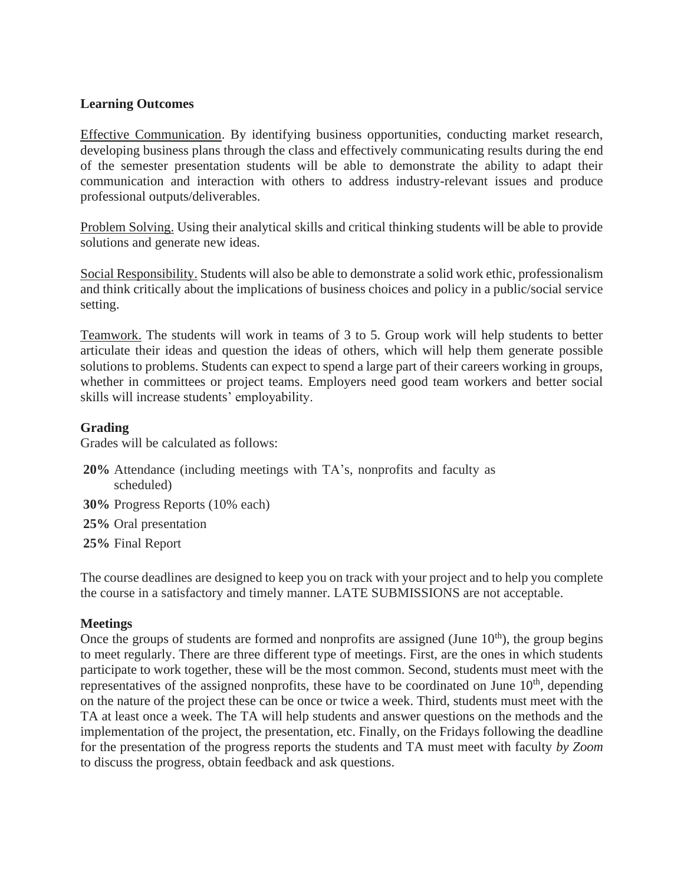**Learning Outcomes**

Effective Communication. By identifying business opportunities, conducting market research, developing business plans through the class and effectively communicating results during the end of the semester presentation students will be able to demonstrate the ability to adapt their communication and interaction with others to address industry-relevant issues and produce professional outputs/deliverables.

Problem Solving. Using their analytical skills and critical thinking students will be able to provide solutions and generate new ideas.

Social Responsibility. Students will also be able to demonstrate a solid work ethic, professionalism and think critically about the implications of business choices and policy in a public/social service setting.

Teamwork. The students will work in teams of 3 to 5. Group work will help students to better articulate their ideas and question the ideas of others, which will help them generate possible solutions to problems. Students can expect to spend a large part of their careers working in groups, whether in committees or project teams. Employers need good team workers and better social skills will increase students' employability.

**Grading**

Grades will be calculated as follows:

- **20%** Attendance (including meetings with TA's, nonprofits and faculty as scheduled)
- **30%** Progress Reports (10% each)
- **25%** Oral presentation
- **25%** Final Report

The course deadlines are designed to keep you on track with your project and to help you complete the course in a satisfactory and timely manner. LATE SUBMISSIONS are not acceptable.

**Meetings**

Once the groups of students are formed and nonprofits are assigned (June 10th), the group begins to meet regularly. There are three different type of meetings. First, are the ones in which students participate to work together, these will be the most common. Second, students must meet with the representatives of the assigned nonprofits, these have to be coordinated on June 10th, depending on the nature of the project these can be once or twice a week. Third, students must meet with the TA at least once a week. The TA will help students and answer questions on the methods and the implementation of the project, the presentation, etc. Finally, on the Fridays following the deadline for the presentation of the progress reports the students and TA must meet with faculty *by Zoom* to discuss the progress, obtain feedback and ask questions.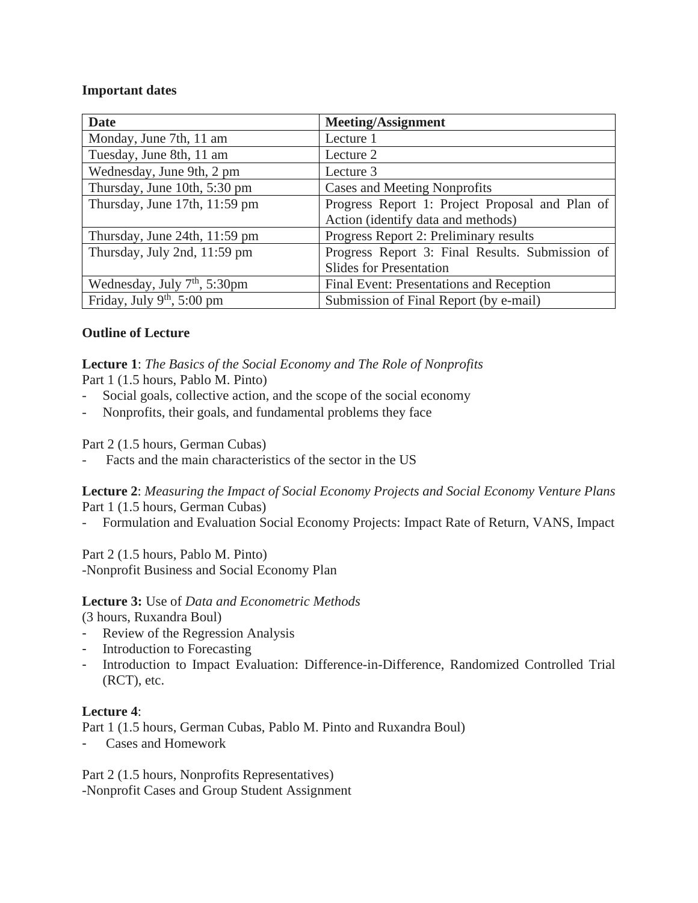**Important dates**

| Date | Meeting/Assignment |
| --- | --- |
| Monday, June 7th, 11 am | Lecture 1 |
| Tuesday, June 8th, 11 am | Lecture 2 |
| Wednesday, June 9th, 2 pm | Lecture 3 |
| Thursday, June 10th, 5:30 pm | Cases and Meeting Nonprofits |
| Thursday, June 17th, 11:59 pm | Progress Report 1: Project Proposal and Plan of Action (identify data and methods) |
| Thursday, June 24th, 11:59 pm | Progress Report 2: Preliminary results |
| Thursday, July 2nd, 11:59 pm | Progress Report 3: Final Results. Submission of Slides for Presentation |
| Wednesday, July 7th, 5:30pm | Final Event: Presentations and Reception |
| Friday, July 9th, 5:00 pm | Submission of Final Report (by e-mail) |

**Outline of Lecture**

**Lecture 1**: *The Basics of the Social Economy and The Role of Nonprofits*
Part 1 (1.5 hours, Pablo M. Pinto)

- Social goals, collective action, and the scope of the social economy
- Nonprofits, their goals, and fundamental problems they face

Part 2 (1.5 hours, German Cubas)

- Facts and the main characteristics of the sector in the US

**Lecture 2**: *Measuring the Impact of Social Economy Projects and Social Economy Venture Plans*
Part 1 (1.5 hours, German Cubas)

- Formulation and Evaluation Social Economy Projects: Impact Rate of Return, VANS, Impact

Part 2 (1.5 hours, Pablo M. Pinto)
-Nonprofit Business and Social Economy Plan

**Lecture 3:** Use of *Data and Econometric Methods*
(3 hours, Ruxandra Boul)

- Review of the Regression Analysis
- Introduction to Forecasting
- Introduction to Impact Evaluation: Difference-in-Difference, Randomized Controlled Trial (RCT), etc.

**Lecture 4**:
Part 1 (1.5 hours, German Cubas, Pablo M. Pinto and Ruxandra Boul)

- Cases and Homework

Part 2 (1.5 hours, Nonprofits Representatives)
-Nonprofit Cases and Group Student Assignment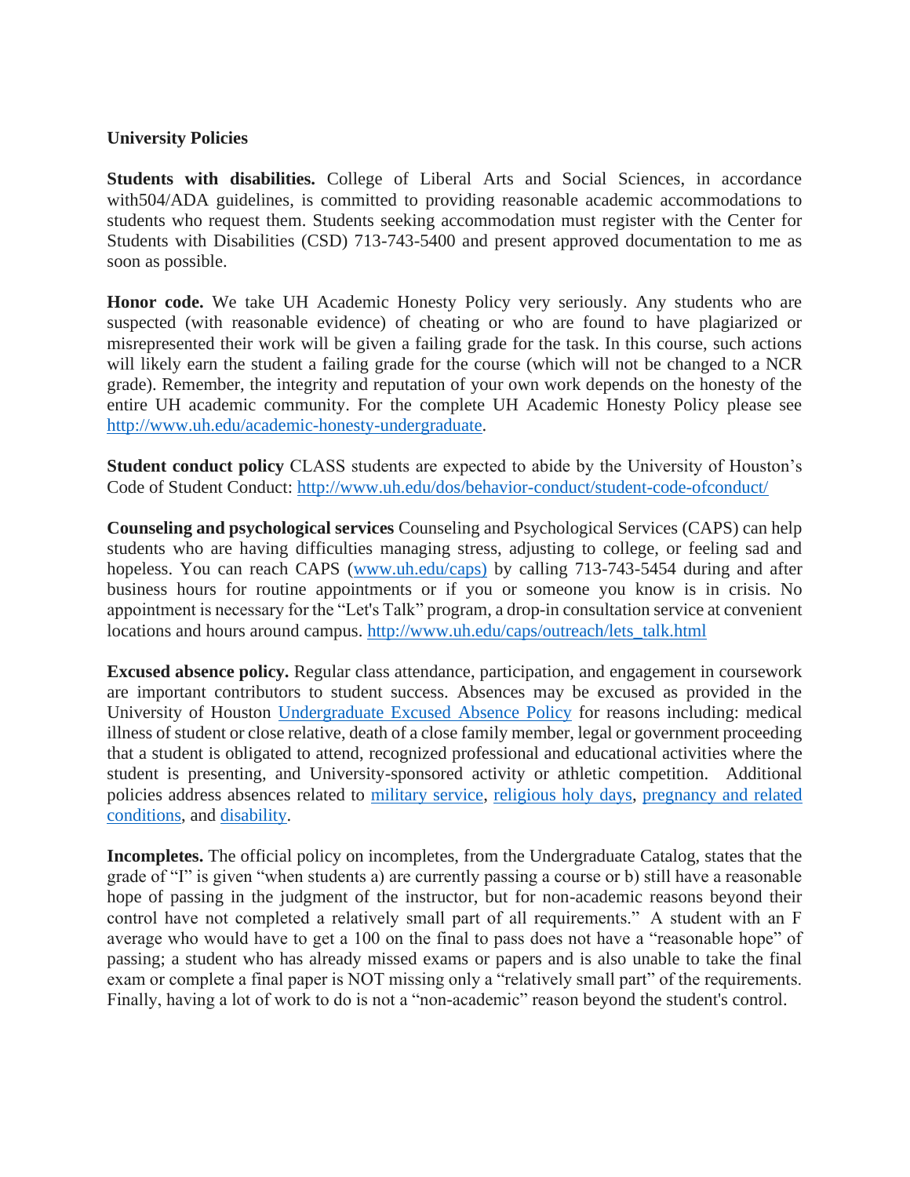**University Policies**

**Students with disabilities.** College of Liberal Arts and Social Sciences, in accordance with504/ADA guidelines, is committed to providing reasonable academic accommodations to students who request them. Students seeking accommodation must register with the Center for Students with Disabilities (CSD) 713-743-5400 and present approved documentation to me as soon as possible.

**Honor code.** We take UH Academic Honesty Policy very seriously. Any students who are suspected (with reasonable evidence) of cheating or who are found to have plagiarized or misrepresented their work will be given a failing grade for the task. In this course, such actions will likely earn the student a failing grade for the course (which will not be changed to a NCR grade). Remember, the integrity and reputation of your own work depends on the honesty of the entire UH academic community. For the complete UH Academic Honesty Policy please see [http://www.uh.edu/academic-honesty-undergraduate](http://www.uh.edu/academic-honesty-undergraduate).

**Student conduct policy** CLASS students are expected to abide by the University of Houston's Code of Student Conduct: [http://www.uh.edu/dos/behavior-conduct/student-code-ofconduct/](http://www.uh.edu/dos/behavior-conduct/student-code-ofconduct/)

**Counseling and psychological services** Counseling and Psychological Services (CAPS) can help students who are having difficulties managing stress, adjusting to college, or feeling sad and hopeless. You can reach CAPS ([www.uh.edu/caps)](http://www.uh.edu/caps) by calling 713-743-5454 during and after business hours for routine appointments or if you or someone you know is in crisis. No appointment is necessary for the "Let's Talk" program, a drop-in consultation service at convenient locations and hours around campus. [http://www.uh.edu/caps/outreach/lets_talk.html](http://www.uh.edu/caps/outreach/lets_talk.html)

**Excused absence policy.** Regular class attendance, participation, and engagement in coursework are important contributors to student success. Absences may be excused as provided in the University of Houston Undergraduate Excused Absence Policy for reasons including: medical illness of student or close relative, death of a close family member, legal or government proceeding that a student is obligated to attend, recognized professional and educational activities where the student is presenting, and University-sponsored activity or athletic competition. Additional policies address absences related to military service, religious holy days, pregnancy and related conditions, and disability.

**Incompletes.** The official policy on incompletes, from the Undergraduate Catalog, states that the grade of "I" is given "when students a) are currently passing a course or b) still have a reasonable hope of passing in the judgment of the instructor, but for non-academic reasons beyond their control have not completed a relatively small part of all requirements." A student with an F average who would have to get a 100 on the final to pass does not have a "reasonable hope" of passing; a student who has already missed exams or papers and is also unable to take the final exam or complete a final paper is NOT missing only a "relatively small part" of the requirements. Finally, having a lot of work to do is not a "non-academic" reason beyond the student's control.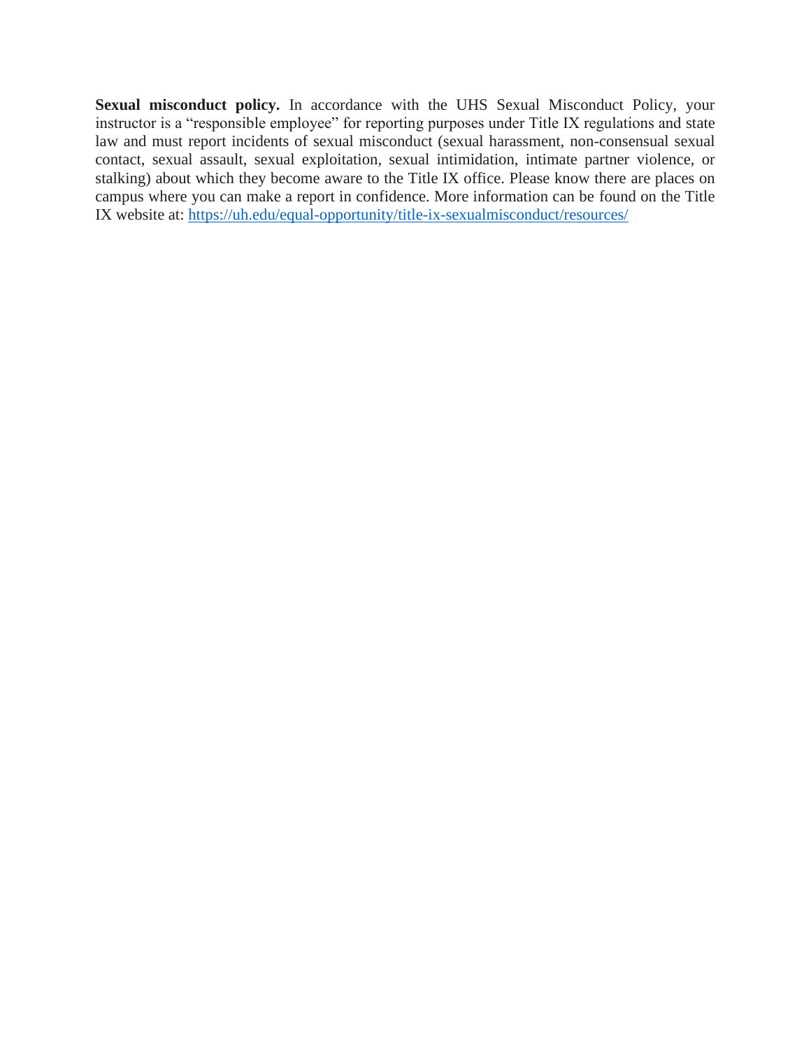**Sexual misconduct policy.** In accordance with the UHS Sexual Misconduct Policy, your instructor is a "responsible employee" for reporting purposes under Title IX regulations and state law and must report incidents of sexual misconduct (sexual harassment, non-consensual sexual contact, sexual assault, sexual exploitation, sexual intimidation, intimate partner violence, or stalking) about which they become aware to the Title IX office. Please know there are places on campus where you can make a report in confidence. More information can be found on the Title IX website at: https://uh.edu/equal-opportunity/title-ix-sexualmisconduct/resources/